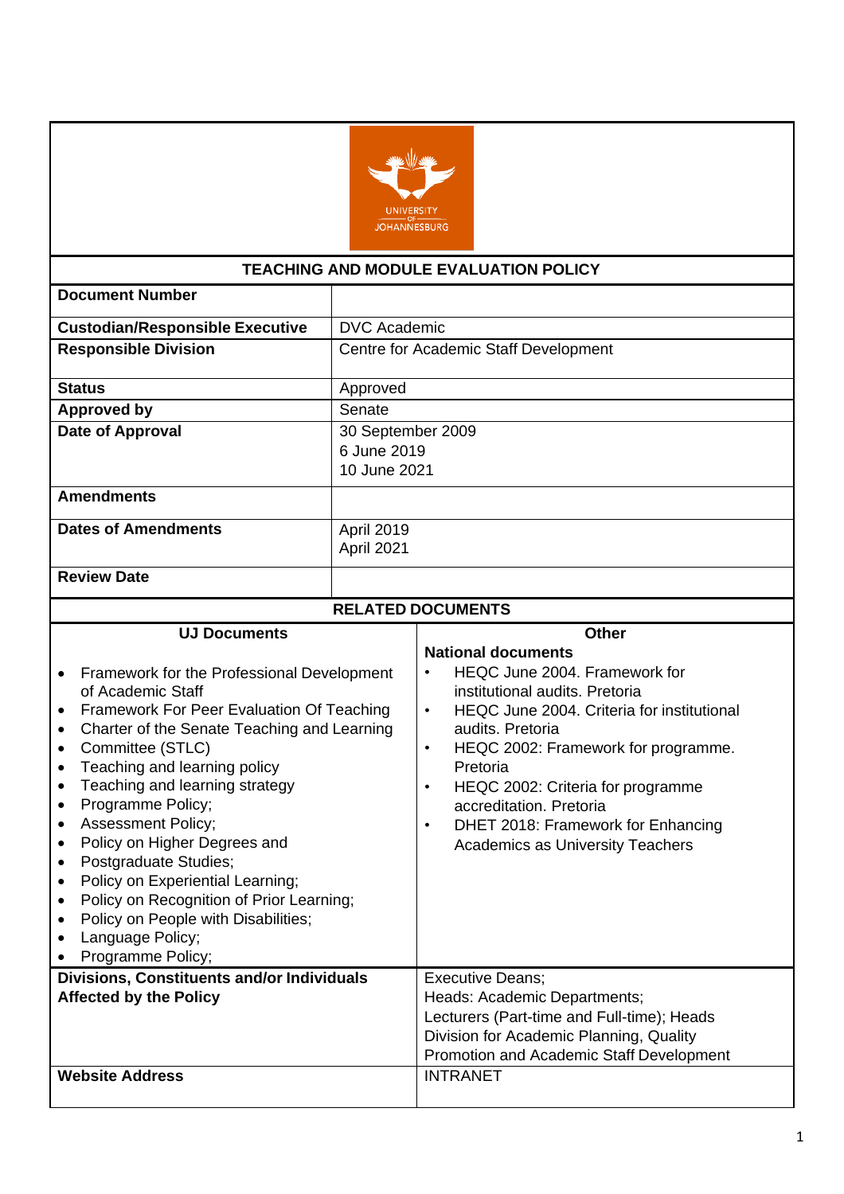# TEACHING AND MODULE EVALUATION POLICY

| | |
|---|---|
| **Document Number** | |
| **Custodian/Responsible Executive** | DVC Academic |
| **Responsible Division** | Centre for Academic Staff Development |
| **Status** | Approved |
| **Approved by** | Senate |
| **Date of Approval** | 30 September 2009<br>6 June 2019<br>10 June 2021 |
| **Amendments** | |
| **Dates of Amendments** | April 2019<br>April 2021 |
| **Review Date** | |

## RELATED DOCUMENTS

| UJ Documents | Other |
|---|---|
| • Framework for the Professional Development of Academic Staff<br>• Framework For Peer Evaluation Of Teaching<br>• Charter of the Senate Teaching and Learning<br>• Committee (STLC)<br>• Teaching and learning policy<br>• Teaching and learning strategy<br>• Programme Policy;<br>• Assessment Policy;<br>• Policy on Higher Degrees and<br>• Postgraduate Studies;<br>• Policy on Experiential Learning;<br>• Policy on Recognition of Prior Learning;<br>• Policy on People with Disabilities;<br>• Language Policy;<br>• Programme Policy; | **National documents**<br>• HEQC June 2004. Framework for institutional audits. Pretoria<br>• HEQC June 2004. Criteria for institutional audits. Pretoria<br>• HEQC 2002: Framework for programme. Pretoria<br>• HEQC 2002: Criteria for programme accreditation. Pretoria<br>• DHET 2018: Framework for Enhancing Academics as University Teachers |
| **Divisions, Constituents and/or Individuals Affected by the Policy** | Executive Deans;<br>Heads: Academic Departments;<br>Lecturers (Part-time and Full-time); Heads Division for Academic Planning, Quality Promotion and Academic Staff Development |
| **Website Address** | INTRANET |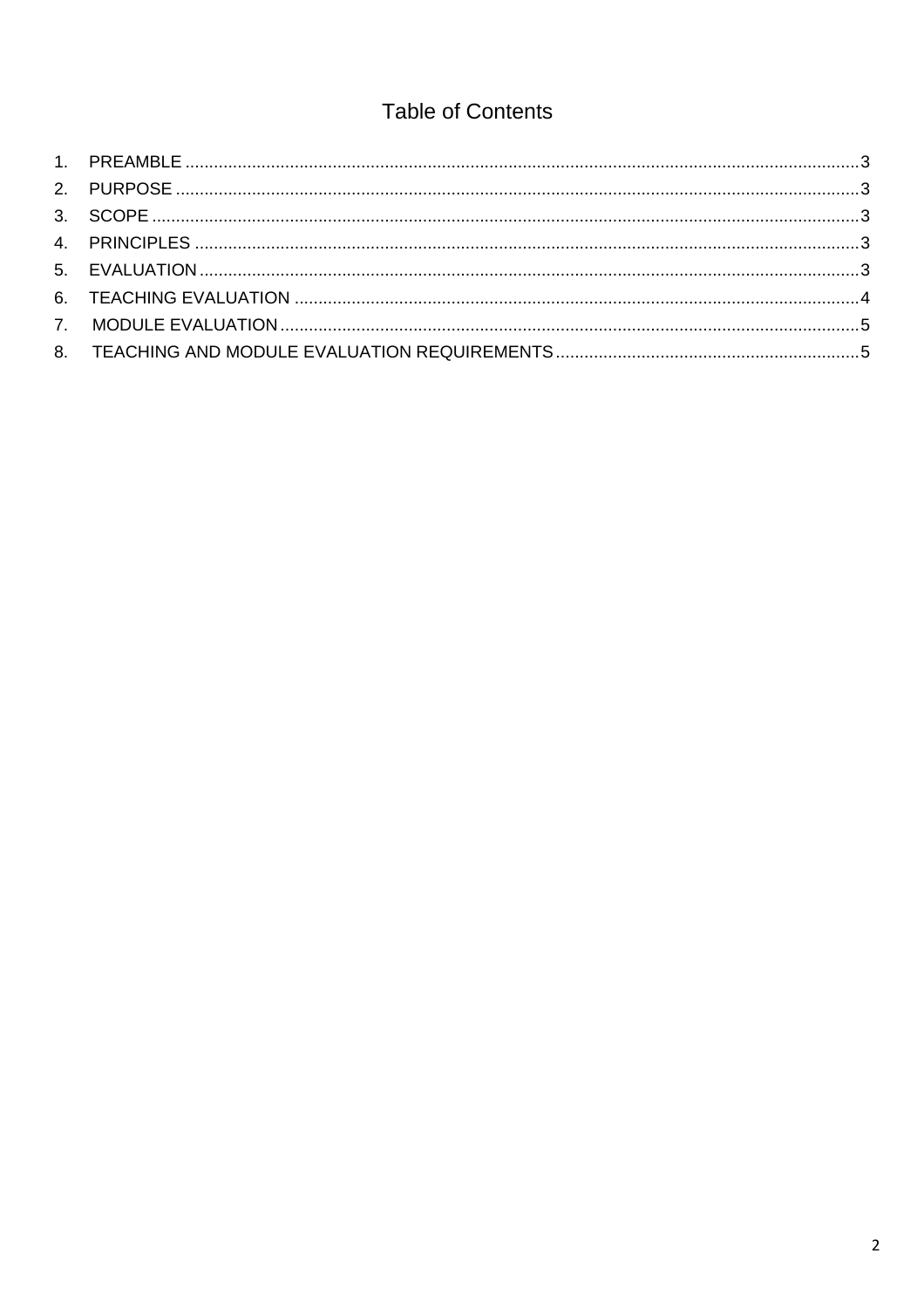# Table of Contents

1. PREAMBLE .......... 3
2. PURPOSE .......... 3
3. SCOPE .......... 3
4. PRINCIPLES .......... 3
5. EVALUATION .......... 3
6. TEACHING EVALUATION .......... 4
7. MODULE EVALUATION .......... 5
8. TEACHING AND MODULE EVALUATION REQUIREMENTS .......... 5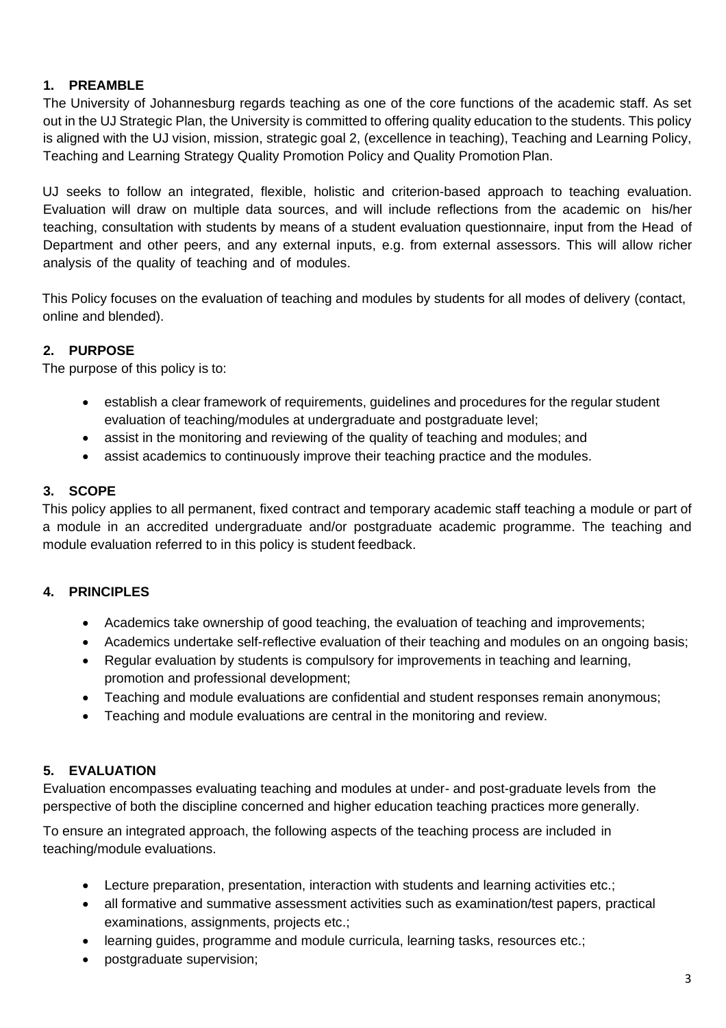## 1. PREAMBLE

The University of Johannesburg regards teaching as one of the core functions of the academic staff. As set out in the UJ Strategic Plan, the University is committed to offering quality education to the students. This policy is aligned with the UJ vision, mission, strategic goal 2, (excellence in teaching), Teaching and Learning Policy, Teaching and Learning Strategy Quality Promotion Policy and Quality Promotion Plan.

UJ seeks to follow an integrated, flexible, holistic and criterion-based approach to teaching evaluation. Evaluation will draw on multiple data sources, and will include reflections from the academic on his/her teaching, consultation with students by means of a student evaluation questionnaire, input from the Head of Department and other peers, and any external inputs, e.g. from external assessors. This will allow richer analysis of the quality of teaching and of modules.

This Policy focuses on the evaluation of teaching and modules by students for all modes of delivery (contact, online and blended).

## 2. PURPOSE

The purpose of this policy is to:

- establish a clear framework of requirements, guidelines and procedures for the regular student evaluation of teaching/modules at undergraduate and postgraduate level;
- assist in the monitoring and reviewing of the quality of teaching and modules; and
- assist academics to continuously improve their teaching practice and the modules.

## 3. SCOPE

This policy applies to all permanent, fixed contract and temporary academic staff teaching a module or part of a module in an accredited undergraduate and/or postgraduate academic programme. The teaching and module evaluation referred to in this policy is student feedback.

## 4. PRINCIPLES

- Academics take ownership of good teaching, the evaluation of teaching and improvements;
- Academics undertake self-reflective evaluation of their teaching and modules on an ongoing basis;
- Regular evaluation by students is compulsory for improvements in teaching and learning, promotion and professional development;
- Teaching and module evaluations are confidential and student responses remain anonymous;
- Teaching and module evaluations are central in the monitoring and review.

## 5. EVALUATION

Evaluation encompasses evaluating teaching and modules at under- and post-graduate levels from the perspective of both the discipline concerned and higher education teaching practices more generally.

To ensure an integrated approach, the following aspects of the teaching process are included in teaching/module evaluations.

- Lecture preparation, presentation, interaction with students and learning activities etc.;
- all formative and summative assessment activities such as examination/test papers, practical examinations, assignments, projects etc.;
- learning guides, programme and module curricula, learning tasks, resources etc.;
- postgraduate supervision;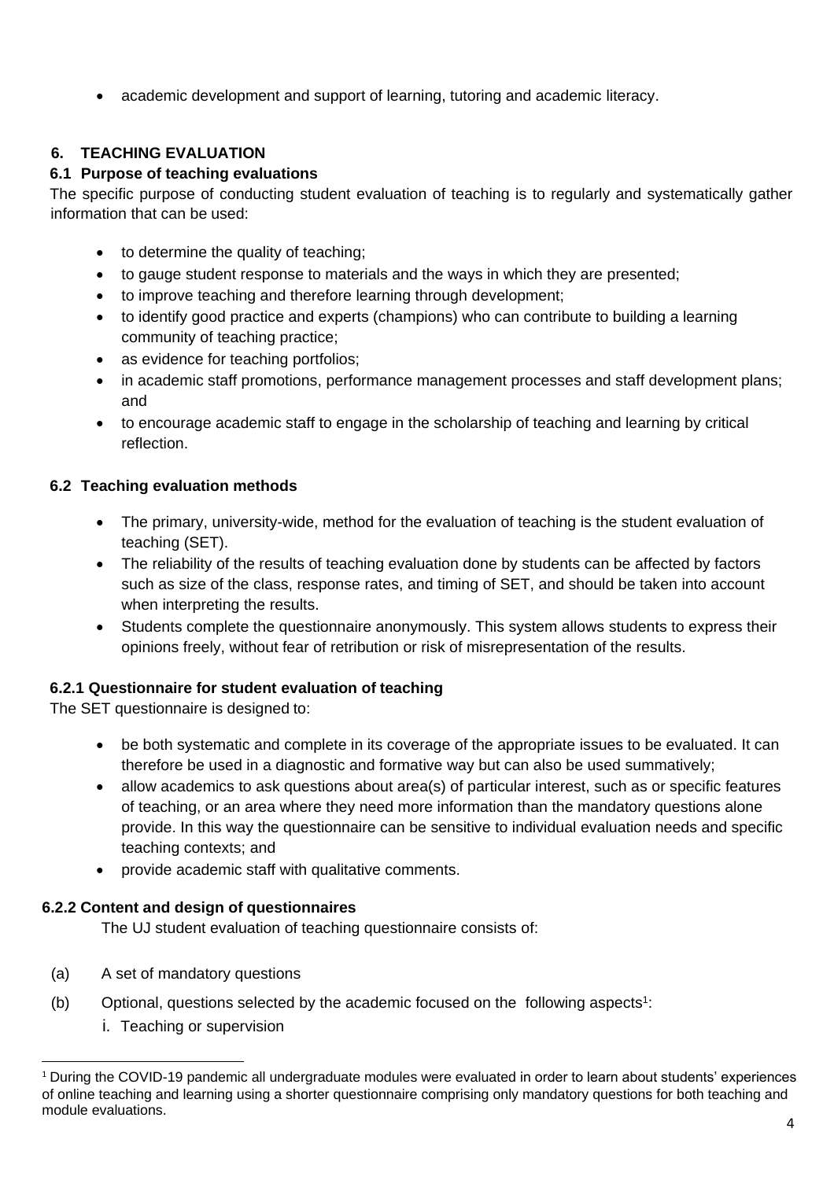- academic development and support of learning, tutoring and academic literacy.

## 6. TEACHING EVALUATION

### 6.1 Purpose of teaching evaluations

The specific purpose of conducting student evaluation of teaching is to regularly and systematically gather information that can be used:

- to determine the quality of teaching;
- to gauge student response to materials and the ways in which they are presented;
- to improve teaching and therefore learning through development;
- to identify good practice and experts (champions) who can contribute to building a learning community of teaching practice;
- as evidence for teaching portfolios;
- in academic staff promotions, performance management processes and staff development plans; and
- to encourage academic staff to engage in the scholarship of teaching and learning by critical reflection.

### 6.2 Teaching evaluation methods

- The primary, university-wide, method for the evaluation of teaching is the student evaluation of teaching (SET).
- The reliability of the results of teaching evaluation done by students can be affected by factors such as size of the class, response rates, and timing of SET, and should be taken into account when interpreting the results.
- Students complete the questionnaire anonymously. This system allows students to express their opinions freely, without fear of retribution or risk of misrepresentation of the results.

#### 6.2.1 Questionnaire for student evaluation of teaching

The SET questionnaire is designed to:

- be both systematic and complete in its coverage of the appropriate issues to be evaluated. It can therefore be used in a diagnostic and formative way but can also be used summatively;
- allow academics to ask questions about area(s) of particular interest, such as or specific features of teaching, or an area where they need more information than the mandatory questions alone provide. In this way the questionnaire can be sensitive to individual evaluation needs and specific teaching contexts; and
- provide academic staff with qualitative comments.

#### 6.2.2 Content and design of questionnaires

The UJ student evaluation of teaching questionnaire consists of:

(a) A set of mandatory questions

(b) Optional, questions selected by the academic focused on the following aspects[1]:

i. Teaching or supervision

[1] During the COVID-19 pandemic all undergraduate modules were evaluated in order to learn about students' experiences of online teaching and learning using a shorter questionnaire comprising only mandatory questions for both teaching and module evaluations.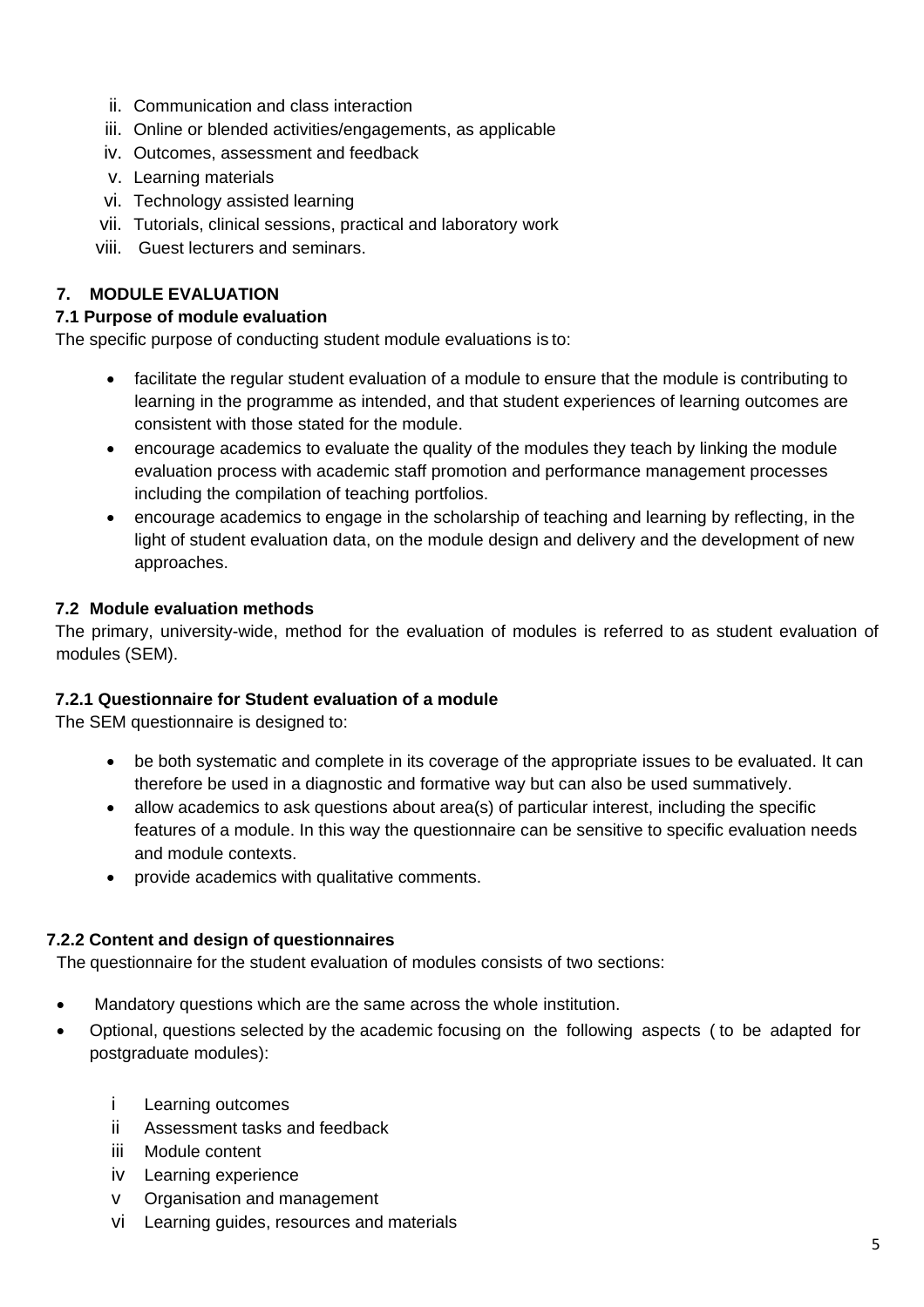ii. Communication and class interaction
iii. Online or blended activities/engagements, as applicable
iv. Outcomes, assessment and feedback
v. Learning materials
vi. Technology assisted learning
vii. Tutorials, clinical sessions, practical and laboratory work
viii. Guest lecturers and seminars.

## 7. MODULE EVALUATION

### 7.1 Purpose of module evaluation

The specific purpose of conducting student module evaluations is to:

- facilitate the regular student evaluation of a module to ensure that the module is contributing to learning in the programme as intended, and that student experiences of learning outcomes are consistent with those stated for the module.
- encourage academics to evaluate the quality of the modules they teach by linking the module evaluation process with academic staff promotion and performance management processes including the compilation of teaching portfolios.
- encourage academics to engage in the scholarship of teaching and learning by reflecting, in the light of student evaluation data, on the module design and delivery and the development of new approaches.

### 7.2 Module evaluation methods

The primary, university-wide, method for the evaluation of modules is referred to as student evaluation of modules (SEM).

#### 7.2.1 Questionnaire for Student evaluation of a module

The SEM questionnaire is designed to:

- be both systematic and complete in its coverage of the appropriate issues to be evaluated. It can therefore be used in a diagnostic and formative way but can also be used summatively.
- allow academics to ask questions about area(s) of particular interest, including the specific features of a module. In this way the questionnaire can be sensitive to specific evaluation needs and module contexts.
- provide academics with qualitative comments.

#### 7.2.2 Content and design of questionnaires

The questionnaire for the student evaluation of modules consists of two sections:

- Mandatory questions which are the same across the whole institution.
- Optional, questions selected by the academic focusing on the following aspects ( to be adapted for postgraduate modules):

  i Learning outcomes
  ii Assessment tasks and feedback
  iii Module content
  iv Learning experience
  v Organisation and management
  vi Learning guides, resources and materials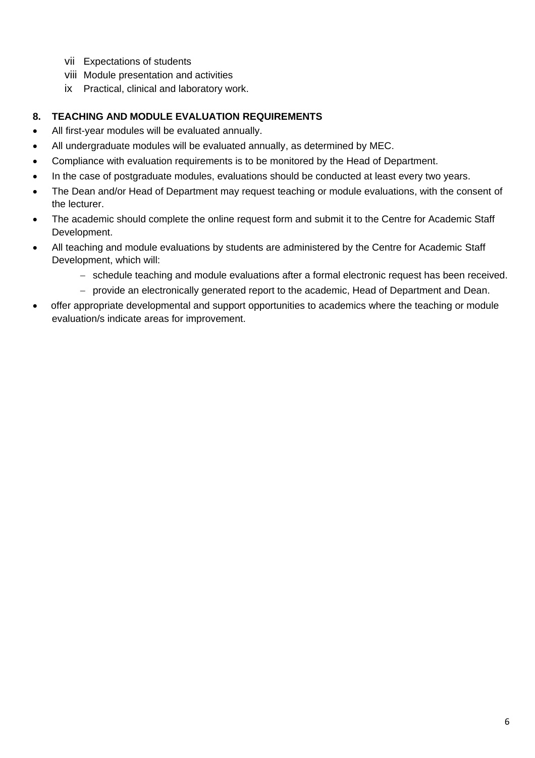vii Expectations of students
viii Module presentation and activities
ix Practical, clinical and laboratory work.

## 8. TEACHING AND MODULE EVALUATION REQUIREMENTS

- All first-year modules will be evaluated annually.
- All undergraduate modules will be evaluated annually, as determined by MEC.
- Compliance with evaluation requirements is to be monitored by the Head of Department.
- In the case of postgraduate modules, evaluations should be conducted at least every two years.
- The Dean and/or Head of Department may request teaching or module evaluations, with the consent of the lecturer.
- The academic should complete the online request form and submit it to the Centre for Academic Staff Development.
- All teaching and module evaluations by students are administered by the Centre for Academic Staff Development, which will:
  - schedule teaching and module evaluations after a formal electronic request has been received.
  - provide an electronically generated report to the academic, Head of Department and Dean.
- offer appropriate developmental and support opportunities to academics where the teaching or module evaluation/s indicate areas for improvement.